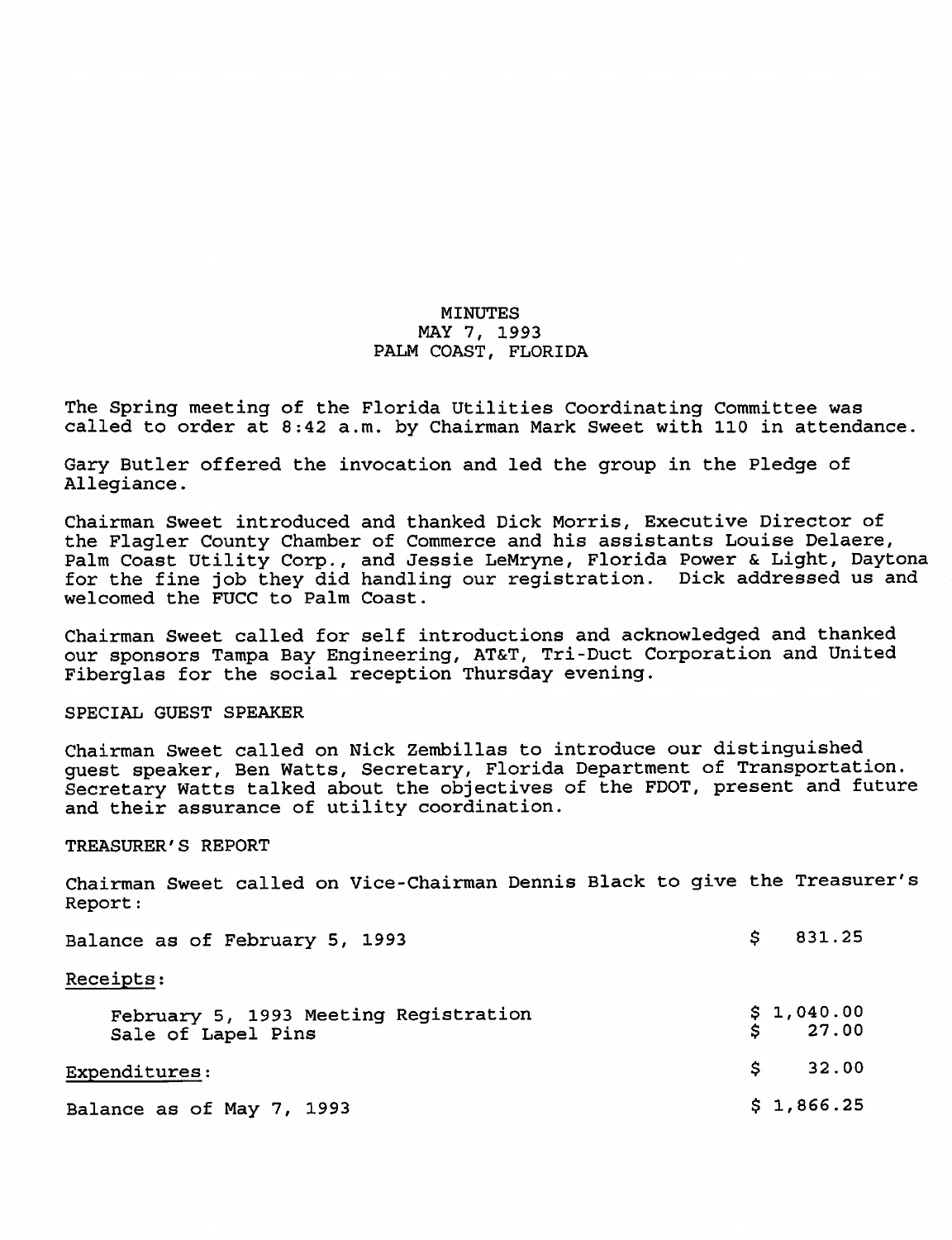# MINUTES
## MAY 7, 1993
## PALM COAST, FLORIDA

The Spring meeting of the Florida Utilities Coordinating Committee was called to order at 8:42 a.m. by Chairman Mark Sweet with 110 in attendance.

Gary Butler offered the invocation and led the group in the Pledge of Allegiance.

Chairman Sweet introduced and thanked Dick Morris, Executive Director of the Flagler County Chamber of Commerce and his assistants Louise Delaere, Palm Coast Utility Corp., and Jessie LeMryne, Florida Power & Light, Daytona for the fine job they did handling our registration. Dick addressed us and welcomed the FUCC to Palm Coast.

Chairman Sweet called for self introductions and acknowledged and thanked our sponsors Tampa Bay Engineering, AT&T, Tri-Duct Corporation and United Fiberglas for the social reception Thursday evening.

SPECIAL GUEST SPEAKER

Chairman Sweet called on Nick Zembillas to introduce our distinguished guest speaker, Ben Watts, Secretary, Florida Department of Transportation. Secretary Watts talked about the objectives of the FDOT, present and future and their assurance of utility coordination.

TREASURER'S REPORT

Chairman Sweet called on Vice-Chairman Dennis Black to give the Treasurer's Report:

| | |
|---|---|
| Balance as of February 5, 1993 | $ 831.25 |
| <u>Receipts</u>: | |
| February 5, 1993 Meeting Registration | $ 1,040.00 |
| Sale of Lapel Pins | $ 27.00 |
| <u>Expenditures</u>: | $ 32.00 |
| Balance as of May 7, 1993 | $ 1,866.25 |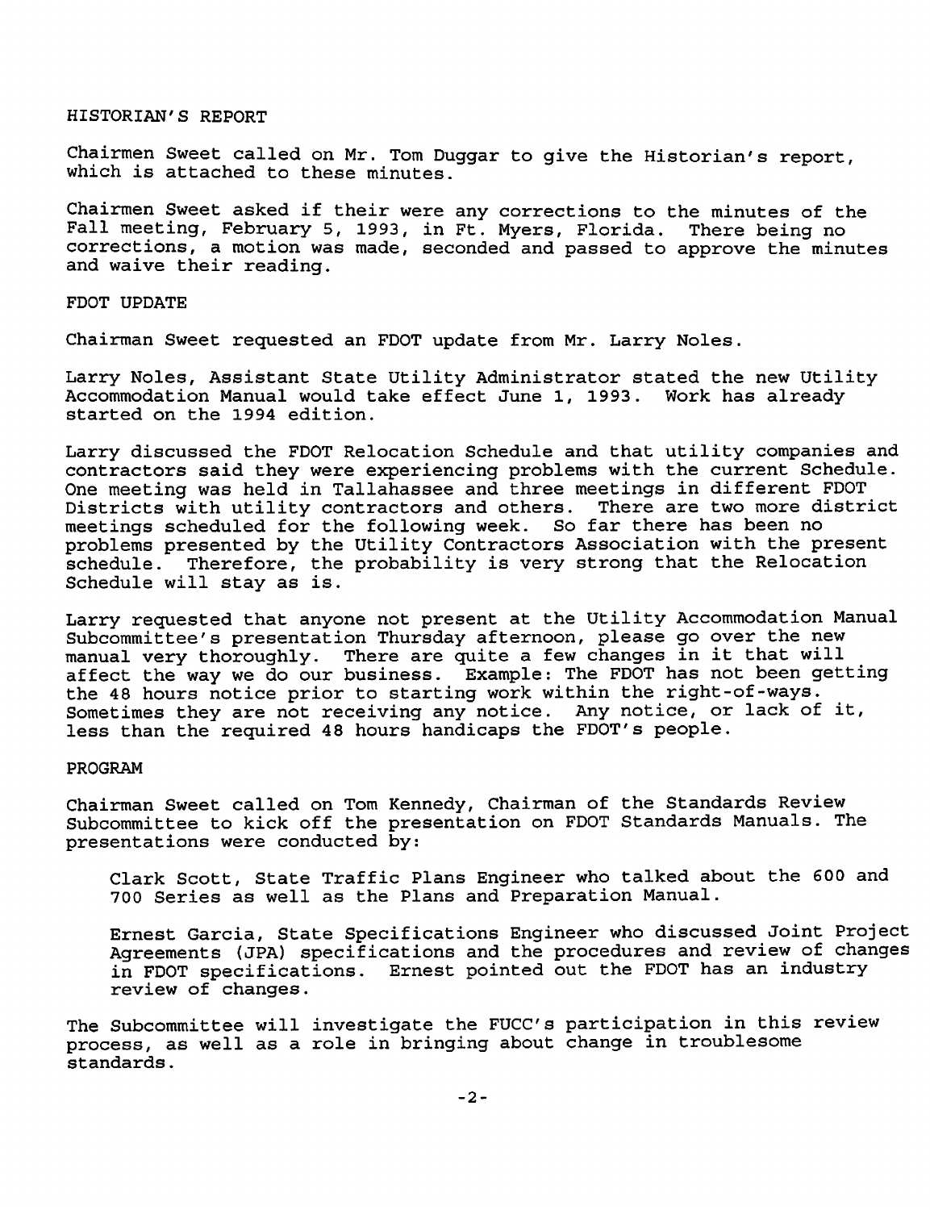## HISTORIAN'S REPORT

Chairmen Sweet called on Mr. Tom Duggar to give the Historian's report, which is attached to these minutes.

Chairmen Sweet asked if their were any corrections to the minutes of the Fall meeting, February 5, 1993, in Ft. Myers, Florida. There being no corrections, a motion was made, seconded and passed to approve the minutes and waive their reading.

## FDOT UPDATE

Chairman Sweet requested an FDOT update from Mr. Larry Noles.

Larry Noles, Assistant State Utility Administrator stated the new Utility Accommodation Manual would take effect June 1, 1993. Work has already started on the 1994 edition.

Larry discussed the FDOT Relocation Schedule and that utility companies and contractors said they were experiencing problems with the current Schedule. One meeting was held in Tallahassee and three meetings in different FDOT Districts with utility contractors and others. There are two more district meetings scheduled for the following week. So far there has been no problems presented by the Utility Contractors Association with the present schedule. Therefore, the probability is very strong that the Relocation Schedule will stay as is.

Larry requested that anyone not present at the Utility Accommodation Manual Subcommittee's presentation Thursday afternoon, please go over the new manual very thoroughly. There are quite a few changes in it that will affect the way we do our business. Example: The FDOT has not been getting the 48 hours notice prior to starting work within the right-of-ways. Sometimes they are not receiving any notice. Any notice, or lack of it, less than the required 48 hours handicaps the FDOT's people.

## PROGRAM

Chairman Sweet called on Tom Kennedy, Chairman of the Standards Review Subcommittee to kick off the presentation on FDOT Standards Manuals. The presentations were conducted by:

Clark Scott, State Traffic Plans Engineer who talked about the 600 and 700 Series as well as the Plans and Preparation Manual.

Ernest Garcia, State Specifications Engineer who discussed Joint Project Agreements (JPA) specifications and the procedures and review of changes in FDOT specifications. Ernest pointed out the FDOT has an industry review of changes.

The Subcommittee will investigate the FUCC's participation in this review process, as well as a role in bringing about change in troublesome standards.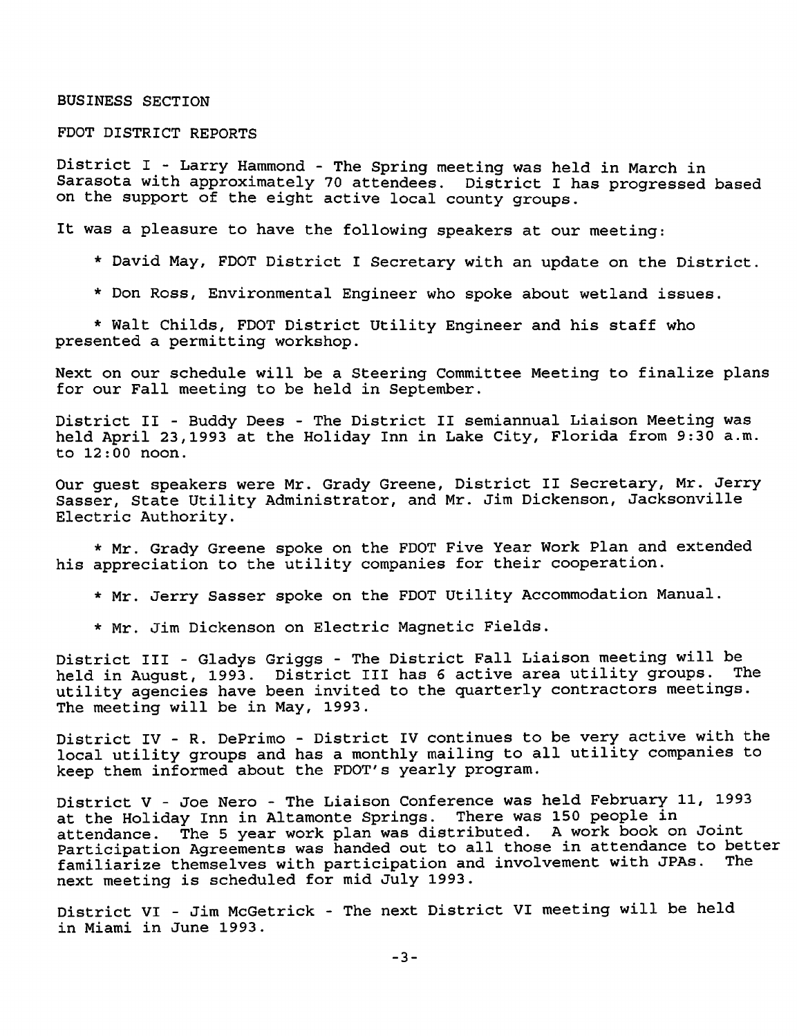## BUSINESS SECTION

### FDOT DISTRICT REPORTS

District I - Larry Hammond - The Spring meeting was held in March in Sarasota with approximately 70 attendees. District I has progressed based on the support of the eight active local county groups.

It was a pleasure to have the following speakers at our meeting:

* David May, FDOT District I Secretary with an update on the District.
* Don Ross, Environmental Engineer who spoke about wetland issues.
* Walt Childs, FDOT District Utility Engineer and his staff who presented a permitting workshop.

Next on our schedule will be a Steering Committee Meeting to finalize plans for our Fall meeting to be held in September.

District II - Buddy Dees - The District II semiannual Liaison Meeting was held April 23,1993 at the Holiday Inn in Lake City, Florida from 9:30 a.m. to 12:00 noon.

Our guest speakers were Mr. Grady Greene, District II Secretary, Mr. Jerry Sasser, State Utility Administrator, and Mr. Jim Dickenson, Jacksonville Electric Authority.

* Mr. Grady Greene spoke on the FDOT Five Year Work Plan and extended his appreciation to the utility companies for their cooperation.
* Mr. Jerry Sasser spoke on the FDOT Utility Accommodation Manual.
* Mr. Jim Dickenson on Electric Magnetic Fields.

District III - Gladys Griggs - The District Fall Liaison meeting will be held in August, 1993. District III has 6 active area utility groups. The utility agencies have been invited to the quarterly contractors meetings. The meeting will be in May, 1993.

District IV - R. DePrimo - District IV continues to be very active with the local utility groups and has a monthly mailing to all utility companies to keep them informed about the FDOT's yearly program.

District V - Joe Nero - The Liaison Conference was held February 11, 1993 at the Holiday Inn in Altamonte Springs. There was 150 people in attendance. The 5 year work plan was distributed. A work book on Joint Participation Agreements was handed out to all those in attendance to better familiarize themselves with participation and involvement with JPAs. The next meeting is scheduled for mid July 1993.

District VI - Jim McGetrick - The next District VI meeting will be held in Miami in June 1993.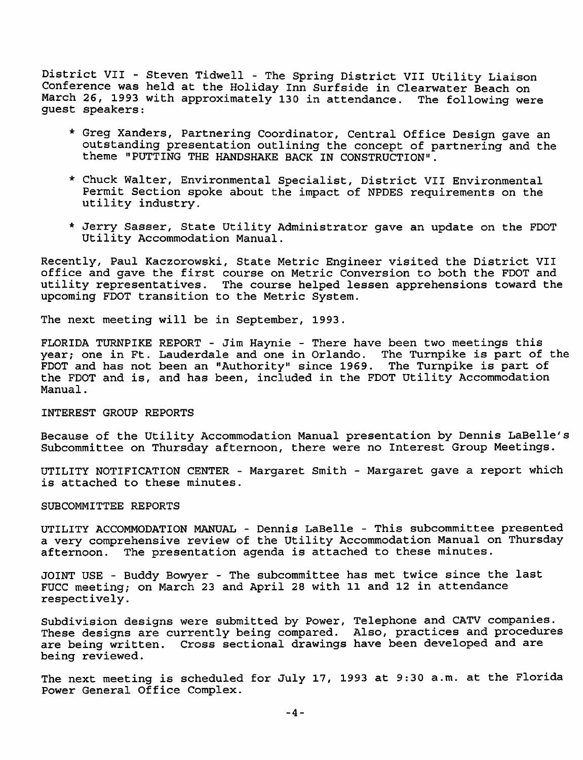District VII - Steven Tidwell - The Spring District VII Utility Liaison Conference was held at the Holiday Inn Surfside in Clearwater Beach on March 26, 1993 with approximately 130 in attendance. The following were guest speakers:

* Greg Xanders, Partnering Coordinator, Central Office Design gave an outstanding presentation outlining the concept of partnering and the theme "PUTTING THE HANDSHAKE BACK IN CONSTRUCTION".

* Chuck Walter, Environmental Specialist, District VII Environmental Permit Section spoke about the impact of NPDES requirements on the utility industry.

* Jerry Sasser, State Utility Administrator gave an update on the FDOT Utility Accommodation Manual.

Recently, Paul Kaczorowski, State Metric Engineer visited the District VII office and gave the first course on Metric Conversion to both the FDOT and utility representatives. The course helped lessen apprehensions toward the upcoming FDOT transition to the Metric System.

The next meeting will be in September, 1993.

FLORIDA TURNPIKE REPORT - Jim Haynie - There have been two meetings this year; one in Ft. Lauderdale and one in Orlando. The Turnpike is part of the FDOT and has not been an "Authority" since 1969. The Turnpike is part of the FDOT and is, and has been, included in the FDOT Utility Accommodation Manual.

INTEREST GROUP REPORTS

Because of the Utility Accommodation Manual presentation by Dennis LaBelle's Subcommittee on Thursday afternoon, there were no Interest Group Meetings.

UTILITY NOTIFICATION CENTER - Margaret Smith - Margaret gave a report which is attached to these minutes.

SUBCOMMITTEE REPORTS

UTILITY ACCOMMODATION MANUAL - Dennis LaBelle - This subcommittee presented a very comprehensive review of the Utility Accommodation Manual on Thursday afternoon. The presentation agenda is attached to these minutes.

JOINT USE - Buddy Bowyer - The subcommittee has met twice since the last FUCC meeting; on March 23 and April 28 with 11 and 12 in attendance respectively.

Subdivision designs were submitted by Power, Telephone and CATV companies. These designs are currently being compared. Also, practices and procedures are being written. Cross sectional drawings have been developed and are being reviewed.

The next meeting is scheduled for July 17, 1993 at 9:30 a.m. at the Florida Power General Office Complex.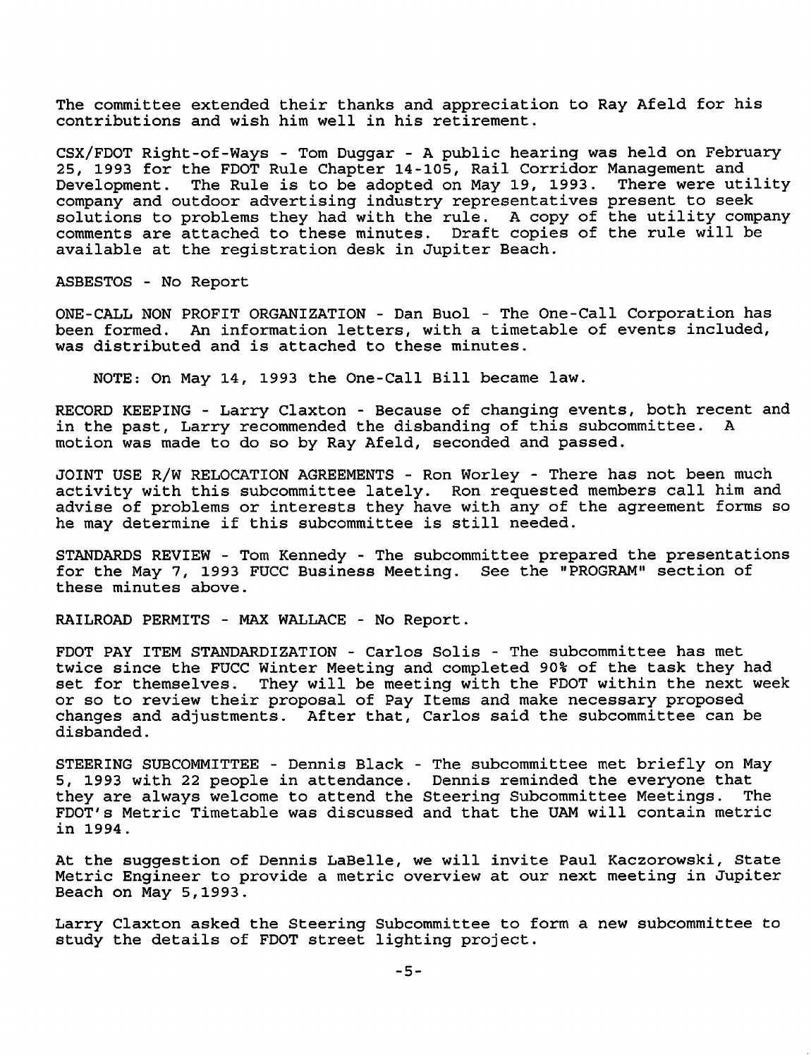The committee extended their thanks and appreciation to Ray Afeld for his contributions and wish him well in his retirement.

CSX/FDOT Right-of-Ways - Tom Duggar - A public hearing was held on February 25, 1993 for the FDOT Rule Chapter 14-105, Rail Corridor Management and Development. The Rule is to be adopted on May 19, 1993. There were utility company and outdoor advertising industry representatives present to seek solutions to problems they had with the rule. A copy of the utility company comments are attached to these minutes. Draft copies of the rule will be available at the registration desk in Jupiter Beach.

ASBESTOS - No Report

ONE-CALL NON PROFIT ORGANIZATION - Dan Buol - The One-Call Corporation has been formed. An information letters, with a timetable of events included, was distributed and is attached to these minutes.

> NOTE: On May 14, 1993 the One-Call Bill became law.

RECORD KEEPING - Larry Claxton - Because of changing events, both recent and in the past, Larry recommended the disbanding of this subcommittee. A motion was made to do so by Ray Afeld, seconded and passed.

JOINT USE R/W RELOCATION AGREEMENTS - Ron Worley - There has not been much activity with this subcommittee lately. Ron requested members call him and advise of problems or interests they have with any of the agreement forms so he may determine if this subcommittee is still needed.

STANDARDS REVIEW - Tom Kennedy - The subcommittee prepared the presentations for the May 7, 1993 FUCC Business Meeting. See the "PROGRAM" section of these minutes above.

RAILROAD PERMITS - MAX WALLACE - No Report.

FDOT PAY ITEM STANDARDIZATION - Carlos Solis - The subcommittee has met twice since the FUCC Winter Meeting and completed 90% of the task they had set for themselves. They will be meeting with the FDOT within the next week or so to review their proposal of Pay Items and make necessary proposed changes and adjustments. After that, Carlos said the subcommittee can be disbanded.

STEERING SUBCOMMITTEE - Dennis Black - The subcommittee met briefly on May 5, 1993 with 22 people in attendance. Dennis reminded the everyone that they are always welcome to attend the Steering Subcommittee Meetings. The FDOT's Metric Timetable was discussed and that the UAM will contain metric in 1994.

At the suggestion of Dennis LaBelle, we will invite Paul Kaczorowski, State Metric Engineer to provide a metric overview at our next meeting in Jupiter Beach on May 5,1993.

Larry Claxton asked the Steering Subcommittee to form a new subcommittee to study the details of FDOT street lighting project.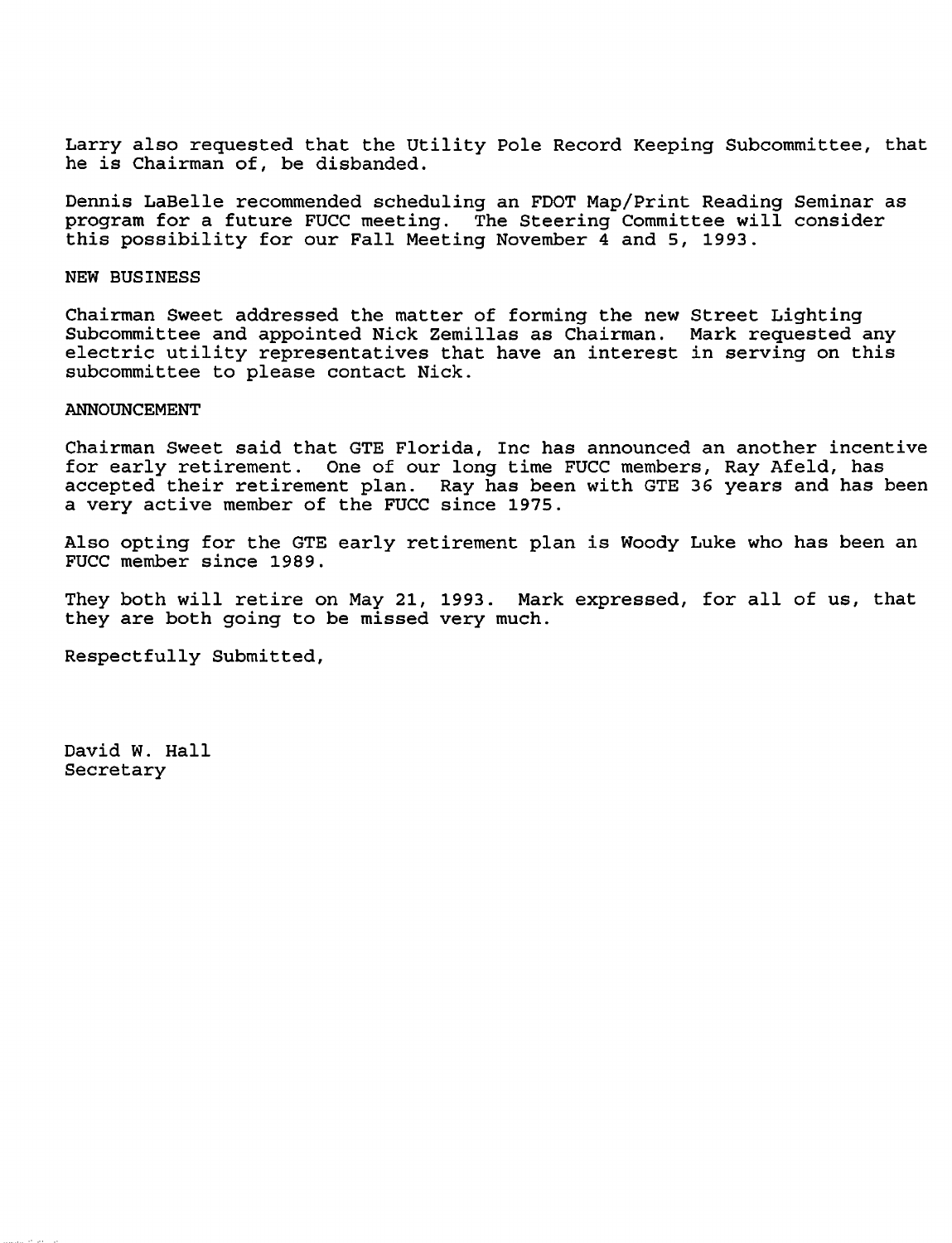Larry also requested that the Utility Pole Record Keeping Subcommittee, that he is Chairman of, be disbanded.

Dennis LaBelle recommended scheduling an FDOT Map/Print Reading Seminar as program for a future FUCC meeting. The Steering Committee will consider this possibility for our Fall Meeting November 4 and 5, 1993.

NEW BUSINESS

Chairman Sweet addressed the matter of forming the new Street Lighting Subcommittee and appointed Nick Zemillas as Chairman. Mark requested any electric utility representatives that have an interest in serving on this subcommittee to please contact Nick.

ANNOUNCEMENT

Chairman Sweet said that GTE Florida, Inc has announced an another incentive for early retirement. One of our long time FUCC members, Ray Afeld, has accepted their retirement plan. Ray has been with GTE 36 years and has been a very active member of the FUCC since 1975.

Also opting for the GTE early retirement plan is Woody Luke who has been an FUCC member since 1989.

They both will retire on May 21, 1993. Mark expressed, for all of us, that they are both going to be missed very much.

Respectfully Submitted,

David W. Hall
Secretary